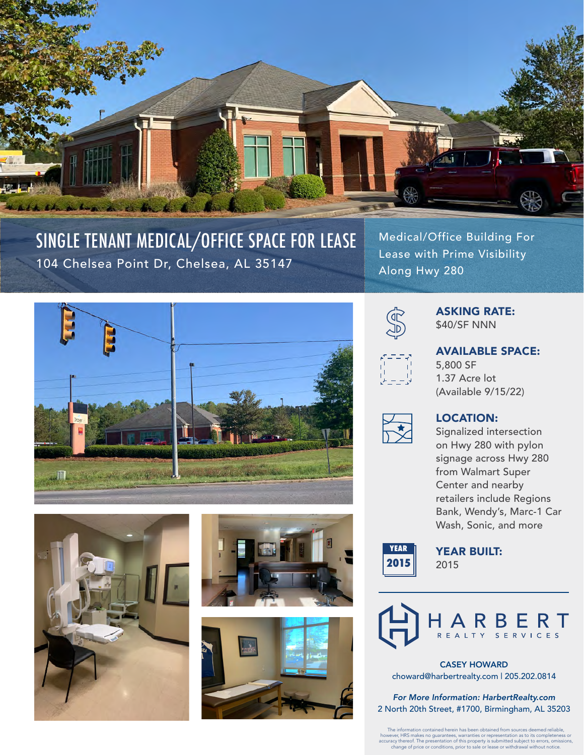# SINGLE TENANT MEDICAL/OFFICE SPACE FOR LEASE

104 Chelsea Point Dr, Chelsea, AL 35147

Medical/Office Building For Lease with Prime Visibility Along Hwy 280

### ASKING RATE:

$40/SF NNN

### AVAILABLE SPACE:

5,800 SF
1.37 Acre lot
(Available 9/15/22)

### LOCATION:

Signalized intersection on Hwy 280 with pylon signage across Hwy 280 from Walmart Super Center and nearby retailers include Regions Bank, Wendy's, Marc-1 Car Wash, Sonic, and more

### YEAR BUILT:

2015

HARBERT REALTY SERVICES

**CASEY HOWARD**
choward@harbertrealty.com | 205.202.0814

*For More Information: HarbertRealty.com*
2 North 20th Street, #1700, Birmingham, AL 35203

The information contained herein has been obtained from sources deemed reliable, however, HRS makes no guarantees, warranties or representation as to its completeness or accuracy thereof. The presentation of this property is submitted subject to errors, omissions, change of price or conditions, prior to sale or lease or withdrawal without notice.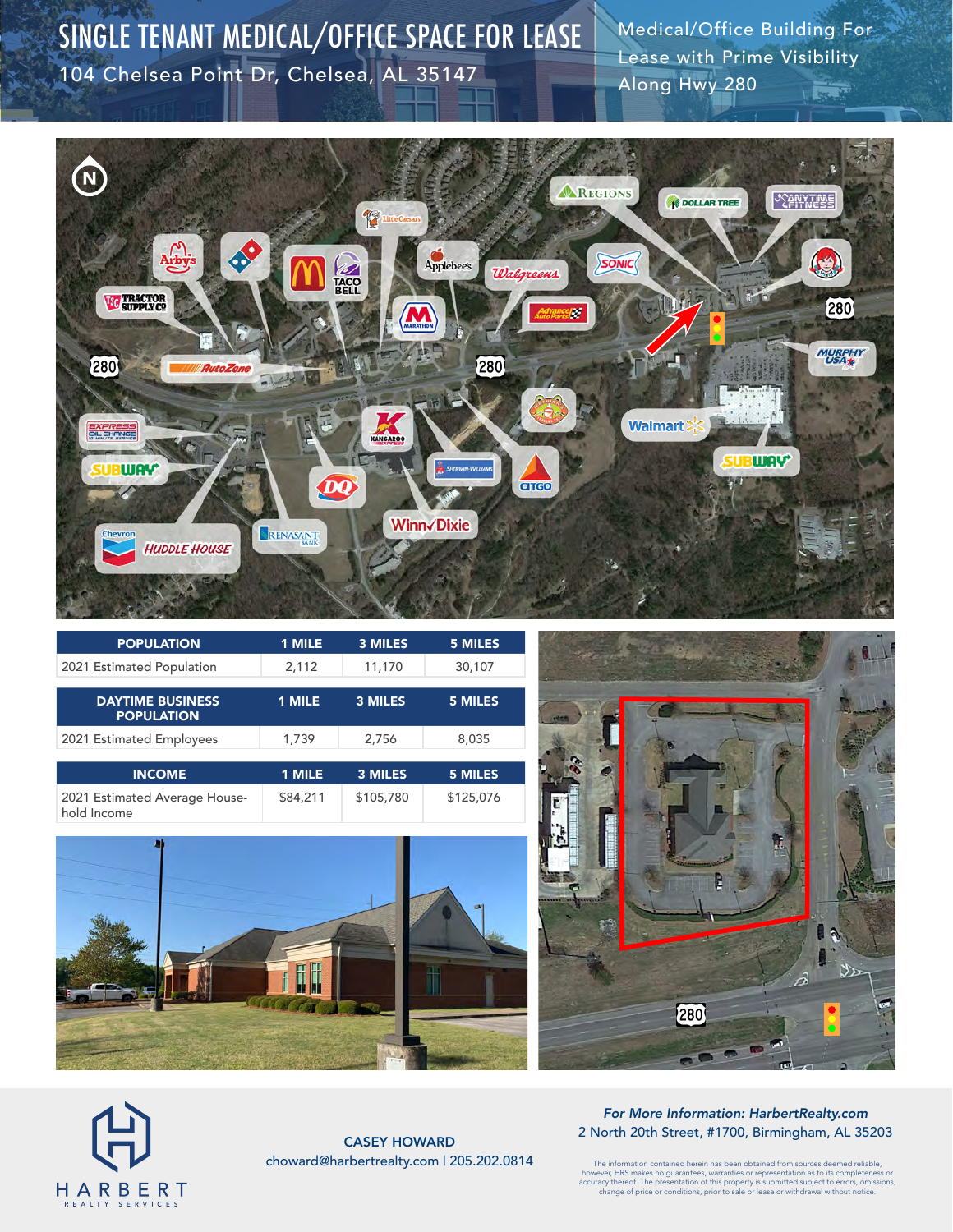# SINGLE TENANT MEDICAL/OFFICE SPACE FOR LEASE

104 Chelsea Point Dr, Chelsea, AL 35147

Medical/Office Building For Lease with Prime Visibility Along Hwy 280

| POPULATION | 1 MILE | 3 MILES | 5 MILES |
|---|---|---|---|
| 2021 Estimated Population | 2,112 | 11,170 | 30,107 |

| DAYTIME BUSINESS POPULATION | 1 MILE | 3 MILES | 5 MILES |
|---|---|---|---|
| 2021 Estimated Employees | 1,739 | 2,756 | 8,035 |

| INCOME | 1 MILE | 3 MILES | 5 MILES |
|---|---|---|---|
| 2021 Estimated Average Household Income | $84,211 | $105,780 | $125,076 |

HARBERT REALTY SERVICES

**CASEY HOWARD**
choward@harbertrealty.com | 205.202.0814

***For More Information: HarbertRealty.com***
2 North 20th Street, #1700, Birmingham, AL 35203

The information contained herein has been obtained from sources deemed reliable, however, HRS makes no guarantees, warranties or representation as to its completeness or accuracy thereof. The presentation of this property is submitted subject to errors, omissions, change of price or conditions, prior to sale or lease or withdrawal without notice.